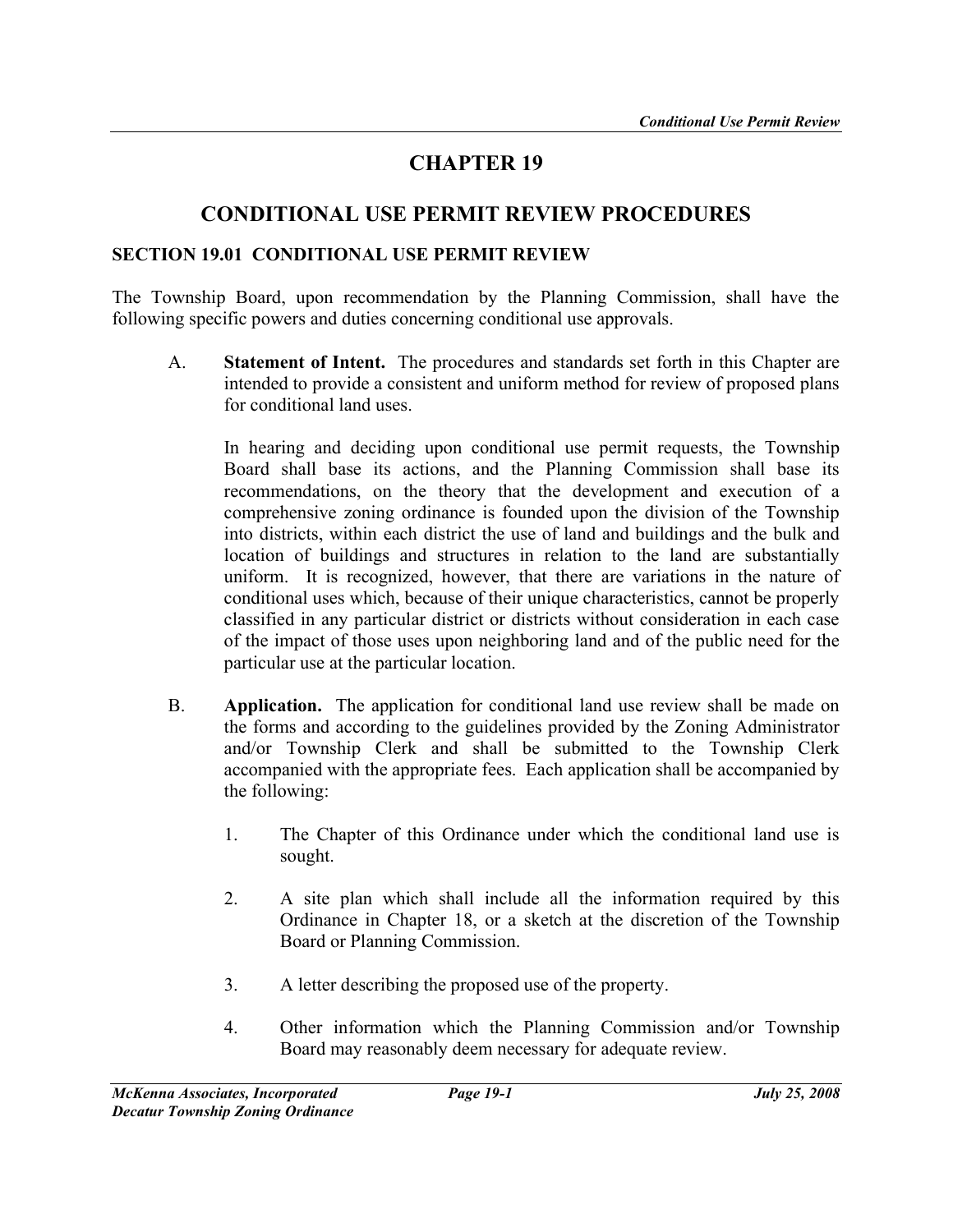# CHAPTER 19

# CONDITIONAL USE PERMIT REVIEW PROCEDURES

## SECTION 19.01 CONDITIONAL USE PERMIT REVIEW

The Township Board, upon recommendation by the Planning Commission, shall have the following specific powers and duties concerning conditional use approvals.

A. **Statement of Intent.** The procedures and standards set forth in this Chapter are intended to provide a consistent and uniform method for review of proposed plans for conditional land uses.

   In hearing and deciding upon conditional use permit requests, the Township Board shall base its actions, and the Planning Commission shall base its recommendations, on the theory that the development and execution of a comprehensive zoning ordinance is founded upon the division of the Township into districts, within each district the use of land and buildings and the bulk and location of buildings and structures in relation to the land are substantially uniform. It is recognized, however, that there are variations in the nature of conditional uses which, because of their unique characteristics, cannot be properly classified in any particular district or districts without consideration in each case of the impact of those uses upon neighboring land and of the public need for the particular use at the particular location.

B. **Application.** The application for conditional land use review shall be made on the forms and according to the guidelines provided by the Zoning Administrator and/or Township Clerk and shall be submitted to the Township Clerk accompanied with the appropriate fees. Each application shall be accompanied by the following:

   1. The Chapter of this Ordinance under which the conditional land use is sought.

   2. A site plan which shall include all the information required by this Ordinance in Chapter 18, or a sketch at the discretion of the Township Board or Planning Commission.

   3. A letter describing the proposed use of the property.

   4. Other information which the Planning Commission and/or Township Board may reasonably deem necessary for adequate review.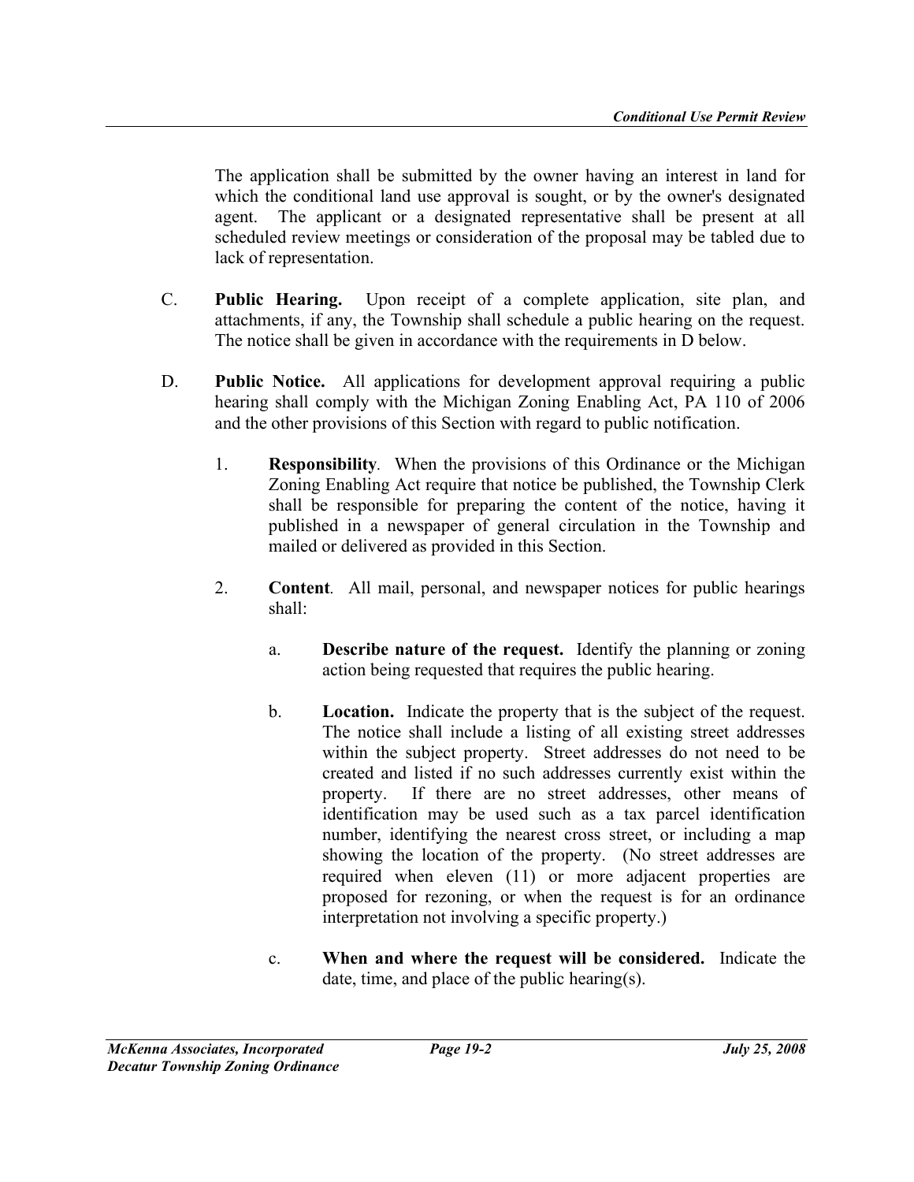The application shall be submitted by the owner having an interest in land for which the conditional land use approval is sought, or by the owner's designated agent. The applicant or a designated representative shall be present at all scheduled review meetings or consideration of the proposal may be tabled due to lack of representation.

C. **Public Hearing.** Upon receipt of a complete application, site plan, and attachments, if any, the Township shall schedule a public hearing on the request. The notice shall be given in accordance with the requirements in D below.

D. **Public Notice.** All applications for development approval requiring a public hearing shall comply with the Michigan Zoning Enabling Act, PA 110 of 2006 and the other provisions of this Section with regard to public notification.

1. **Responsibility**. When the provisions of this Ordinance or the Michigan Zoning Enabling Act require that notice be published, the Township Clerk shall be responsible for preparing the content of the notice, having it published in a newspaper of general circulation in the Township and mailed or delivered as provided in this Section.

2. **Content**. All mail, personal, and newspaper notices for public hearings shall:

    a. **Describe nature of the request.** Identify the planning or zoning action being requested that requires the public hearing.

    b. **Location.** Indicate the property that is the subject of the request. The notice shall include a listing of all existing street addresses within the subject property. Street addresses do not need to be created and listed if no such addresses currently exist within the property. If there are no street addresses, other means of identification may be used such as a tax parcel identification number, identifying the nearest cross street, or including a map showing the location of the property. (No street addresses are required when eleven (11) or more adjacent properties are proposed for rezoning, or when the request is for an ordinance interpretation not involving a specific property.)

    c. **When and where the request will be considered.** Indicate the date, time, and place of the public hearing(s).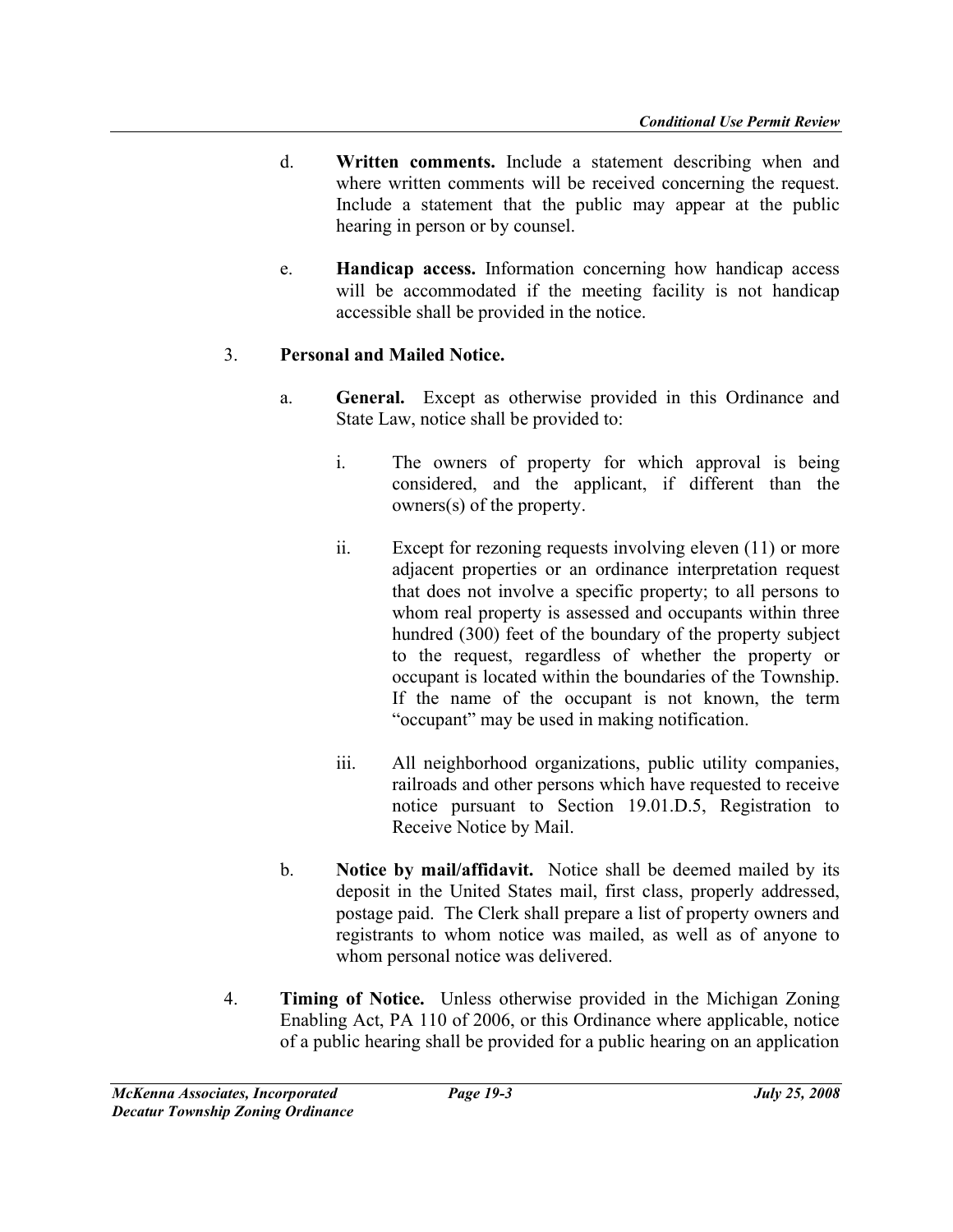d. **Written comments.** Include a statement describing when and where written comments will be received concerning the request. Include a statement that the public may appear at the public hearing in person or by counsel.

e. **Handicap access.** Information concerning how handicap access will be accommodated if the meeting facility is not handicap accessible shall be provided in the notice.

3. **Personal and Mailed Notice.**

   a. **General.** Except as otherwise provided in this Ordinance and State Law, notice shall be provided to:

      i. The owners of property for which approval is being considered, and the applicant, if different than the owners(s) of the property.

      ii. Except for rezoning requests involving eleven (11) or more adjacent properties or an ordinance interpretation request that does not involve a specific property; to all persons to whom real property is assessed and occupants within three hundred (300) feet of the boundary of the property subject to the request, regardless of whether the property or occupant is located within the boundaries of the Township. If the name of the occupant is not known, the term "occupant" may be used in making notification.

      iii. All neighborhood organizations, public utility companies, railroads and other persons which have requested to receive notice pursuant to Section 19.01.D.5, Registration to Receive Notice by Mail.

   b. **Notice by mail/affidavit.** Notice shall be deemed mailed by its deposit in the United States mail, first class, properly addressed, postage paid. The Clerk shall prepare a list of property owners and registrants to whom notice was mailed, as well as of anyone to whom personal notice was delivered.

4. **Timing of Notice.** Unless otherwise provided in the Michigan Zoning Enabling Act, PA 110 of 2006, or this Ordinance where applicable, notice of a public hearing shall be provided for a public hearing on an application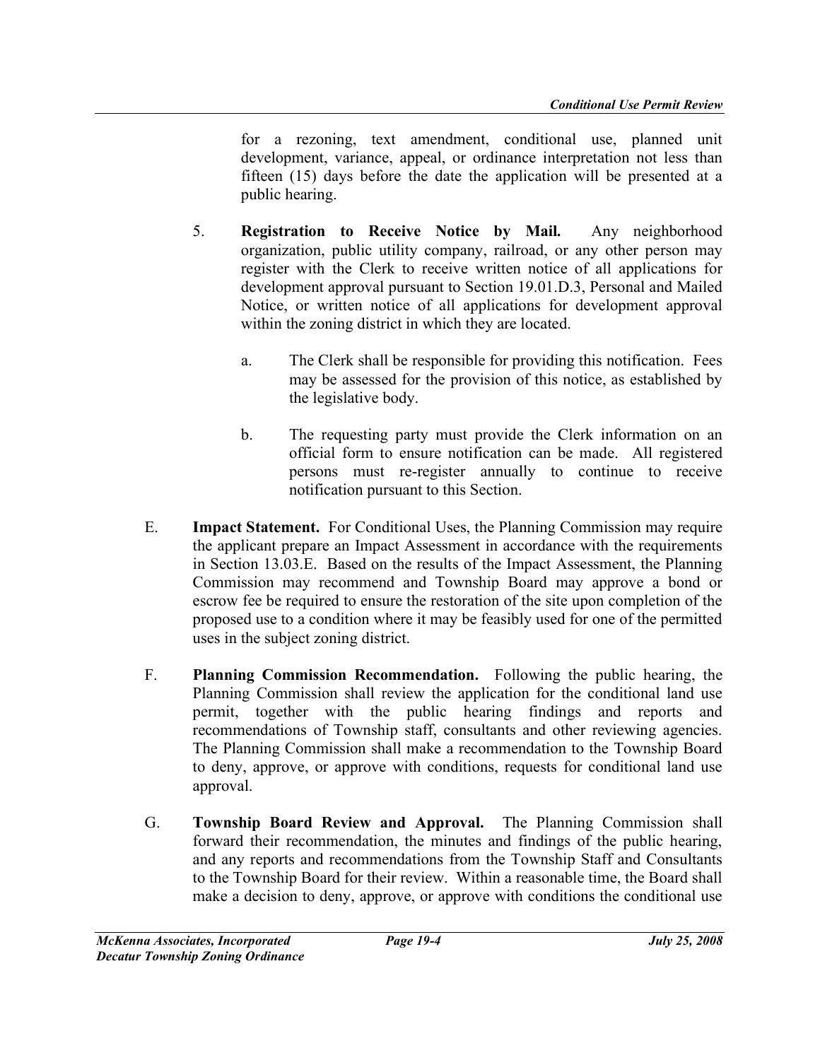for a rezoning, text amendment, conditional use, planned unit development, variance, appeal, or ordinance interpretation not less than fifteen (15) days before the date the application will be presented at a public hearing.

5. **Registration to Receive Notice by Mail.** Any neighborhood organization, public utility company, railroad, or any other person may register with the Clerk to receive written notice of all applications for development approval pursuant to Section 19.01.D.3, Personal and Mailed Notice, or written notice of all applications for development approval within the zoning district in which they are located.

   a. The Clerk shall be responsible for providing this notification. Fees may be assessed for the provision of this notice, as established by the legislative body.

   b. The requesting party must provide the Clerk information on an official form to ensure notification can be made. All registered persons must re-register annually to continue to receive notification pursuant to this Section.

E. **Impact Statement.** For Conditional Uses, the Planning Commission may require the applicant prepare an Impact Assessment in accordance with the requirements in Section 13.03.E. Based on the results of the Impact Assessment, the Planning Commission may recommend and Township Board may approve a bond or escrow fee be required to ensure the restoration of the site upon completion of the proposed use to a condition where it may be feasibly used for one of the permitted uses in the subject zoning district.

F. **Planning Commission Recommendation.** Following the public hearing, the Planning Commission shall review the application for the conditional land use permit, together with the public hearing findings and reports and recommendations of Township staff, consultants and other reviewing agencies. The Planning Commission shall make a recommendation to the Township Board to deny, approve, or approve with conditions, requests for conditional land use approval.

G. **Township Board Review and Approval.** The Planning Commission shall forward their recommendation, the minutes and findings of the public hearing, and any reports and recommendations from the Township Staff and Consultants to the Township Board for their review. Within a reasonable time, the Board shall make a decision to deny, approve, or approve with conditions the conditional use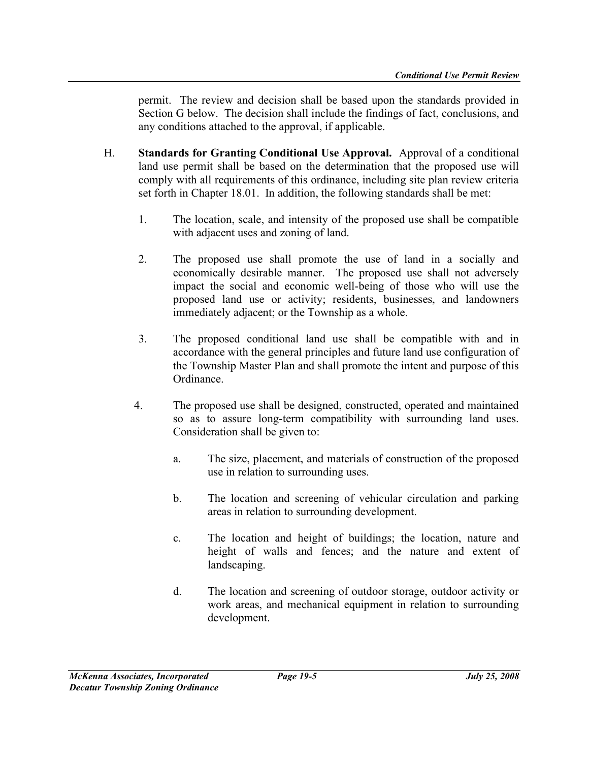permit. The review and decision shall be based upon the standards provided in Section G below. The decision shall include the findings of fact, conclusions, and any conditions attached to the approval, if applicable.

H. **Standards for Granting Conditional Use Approval.** Approval of a conditional land use permit shall be based on the determination that the proposed use will comply with all requirements of this ordinance, including site plan review criteria set forth in Chapter 18.01. In addition, the following standards shall be met:

1. The location, scale, and intensity of the proposed use shall be compatible with adjacent uses and zoning of land.

2. The proposed use shall promote the use of land in a socially and economically desirable manner. The proposed use shall not adversely impact the social and economic well-being of those who will use the proposed land use or activity; residents, businesses, and landowners immediately adjacent; or the Township as a whole.

3. The proposed conditional land use shall be compatible with and in accordance with the general principles and future land use configuration of the Township Master Plan and shall promote the intent and purpose of this Ordinance.

4. The proposed use shall be designed, constructed, operated and maintained so as to assure long-term compatibility with surrounding land uses. Consideration shall be given to:

   a. The size, placement, and materials of construction of the proposed use in relation to surrounding uses.

   b. The location and screening of vehicular circulation and parking areas in relation to surrounding development.

   c. The location and height of buildings; the location, nature and height of walls and fences; and the nature and extent of landscaping.

   d. The location and screening of outdoor storage, outdoor activity or work areas, and mechanical equipment in relation to surrounding development.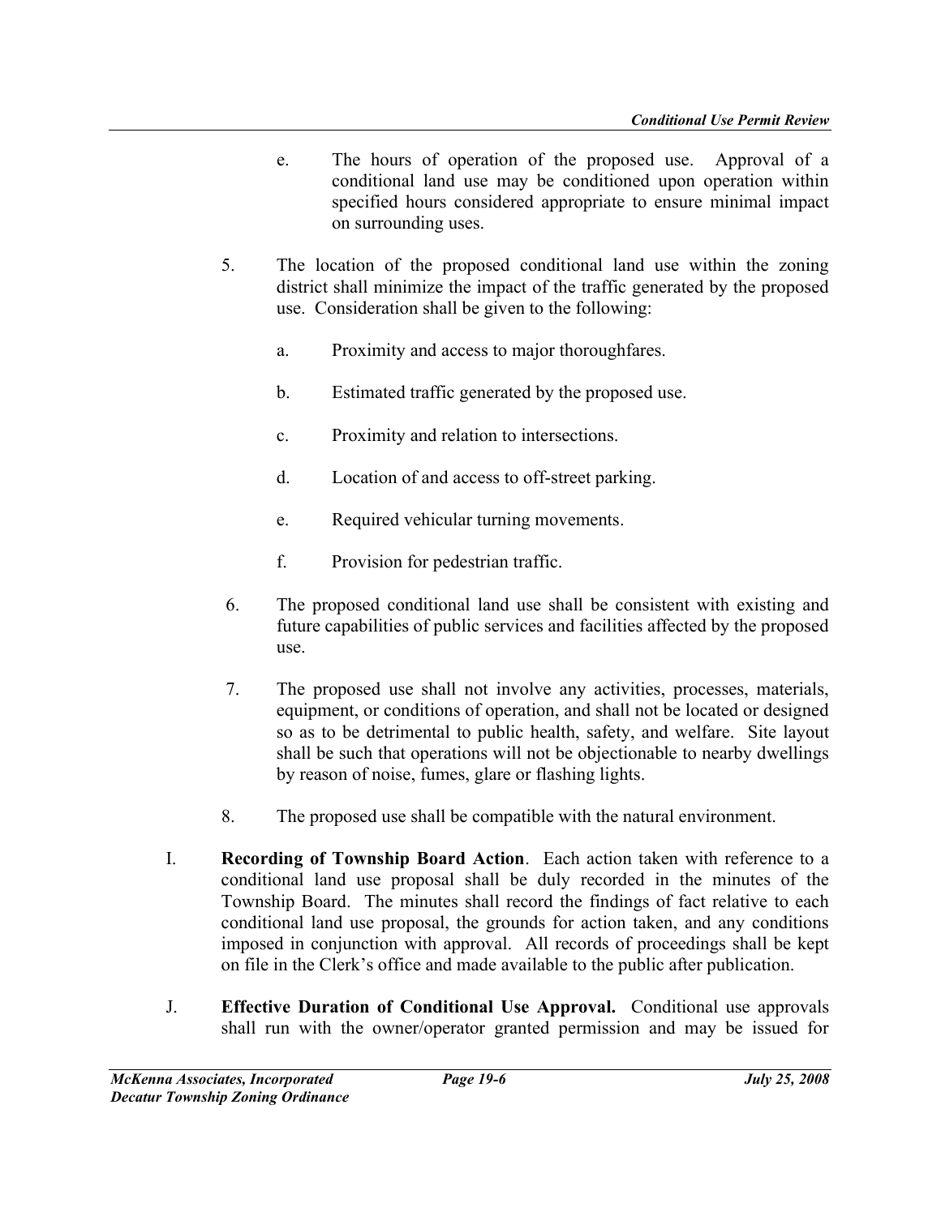e. The hours of operation of the proposed use. Approval of a conditional land use may be conditioned upon operation within specified hours considered appropriate to ensure minimal impact on surrounding uses.

5. The location of the proposed conditional land use within the zoning district shall minimize the impact of the traffic generated by the proposed use. Consideration shall be given to the following:

   a. Proximity and access to major thoroughfares.

   b. Estimated traffic generated by the proposed use.

   c. Proximity and relation to intersections.

   d. Location of and access to off-street parking.

   e. Required vehicular turning movements.

   f. Provision for pedestrian traffic.

6. The proposed conditional land use shall be consistent with existing and future capabilities of public services and facilities affected by the proposed use.

7. The proposed use shall not involve any activities, processes, materials, equipment, or conditions of operation, and shall not be located or designed so as to be detrimental to public health, safety, and welfare. Site layout shall be such that operations will not be objectionable to nearby dwellings by reason of noise, fumes, glare or flashing lights.

8. The proposed use shall be compatible with the natural environment.

I. **Recording of Township Board Action**. Each action taken with reference to a conditional land use proposal shall be duly recorded in the minutes of the Township Board. The minutes shall record the findings of fact relative to each conditional land use proposal, the grounds for action taken, and any conditions imposed in conjunction with approval. All records of proceedings shall be kept on file in the Clerk's office and made available to the public after publication.

J. **Effective Duration of Conditional Use Approval.** Conditional use approvals shall run with the owner/operator granted permission and may be issued for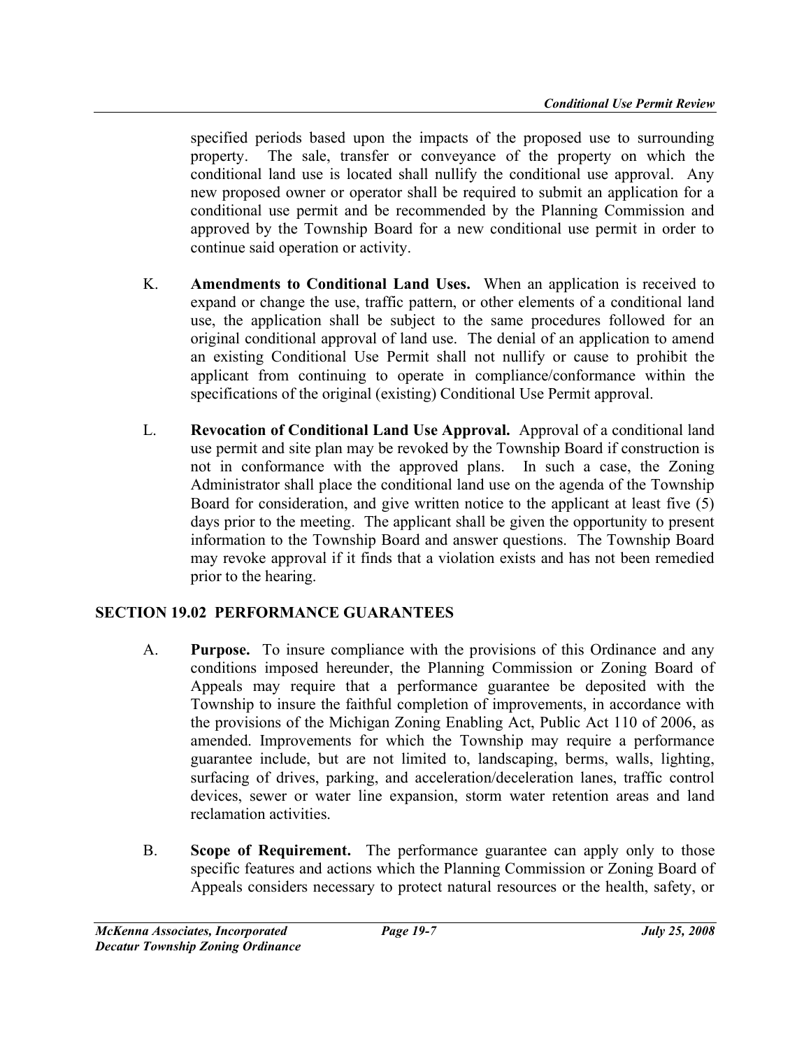specified periods based upon the impacts of the proposed use to surrounding property. The sale, transfer or conveyance of the property on which the conditional land use is located shall nullify the conditional use approval. Any new proposed owner or operator shall be required to submit an application for a conditional use permit and be recommended by the Planning Commission and approved by the Township Board for a new conditional use permit in order to continue said operation or activity.

K. **Amendments to Conditional Land Uses.** When an application is received to expand or change the use, traffic pattern, or other elements of a conditional land use, the application shall be subject to the same procedures followed for an original conditional approval of land use. The denial of an application to amend an existing Conditional Use Permit shall not nullify or cause to prohibit the applicant from continuing to operate in compliance/conformance within the specifications of the original (existing) Conditional Use Permit approval.

L. **Revocation of Conditional Land Use Approval.** Approval of a conditional land use permit and site plan may be revoked by the Township Board if construction is not in conformance with the approved plans. In such a case, the Zoning Administrator shall place the conditional land use on the agenda of the Township Board for consideration, and give written notice to the applicant at least five (5) days prior to the meeting. The applicant shall be given the opportunity to present information to the Township Board and answer questions. The Township Board may revoke approval if it finds that a violation exists and has not been remedied prior to the hearing.

## SECTION 19.02 PERFORMANCE GUARANTEES

A. **Purpose.** To insure compliance with the provisions of this Ordinance and any conditions imposed hereunder, the Planning Commission or Zoning Board of Appeals may require that a performance guarantee be deposited with the Township to insure the faithful completion of improvements, in accordance with the provisions of the Michigan Zoning Enabling Act, Public Act 110 of 2006, as amended. Improvements for which the Township may require a performance guarantee include, but are not limited to, landscaping, berms, walls, lighting, surfacing of drives, parking, and acceleration/deceleration lanes, traffic control devices, sewer or water line expansion, storm water retention areas and land reclamation activities.

B. **Scope of Requirement.** The performance guarantee can apply only to those specific features and actions which the Planning Commission or Zoning Board of Appeals considers necessary to protect natural resources or the health, safety, or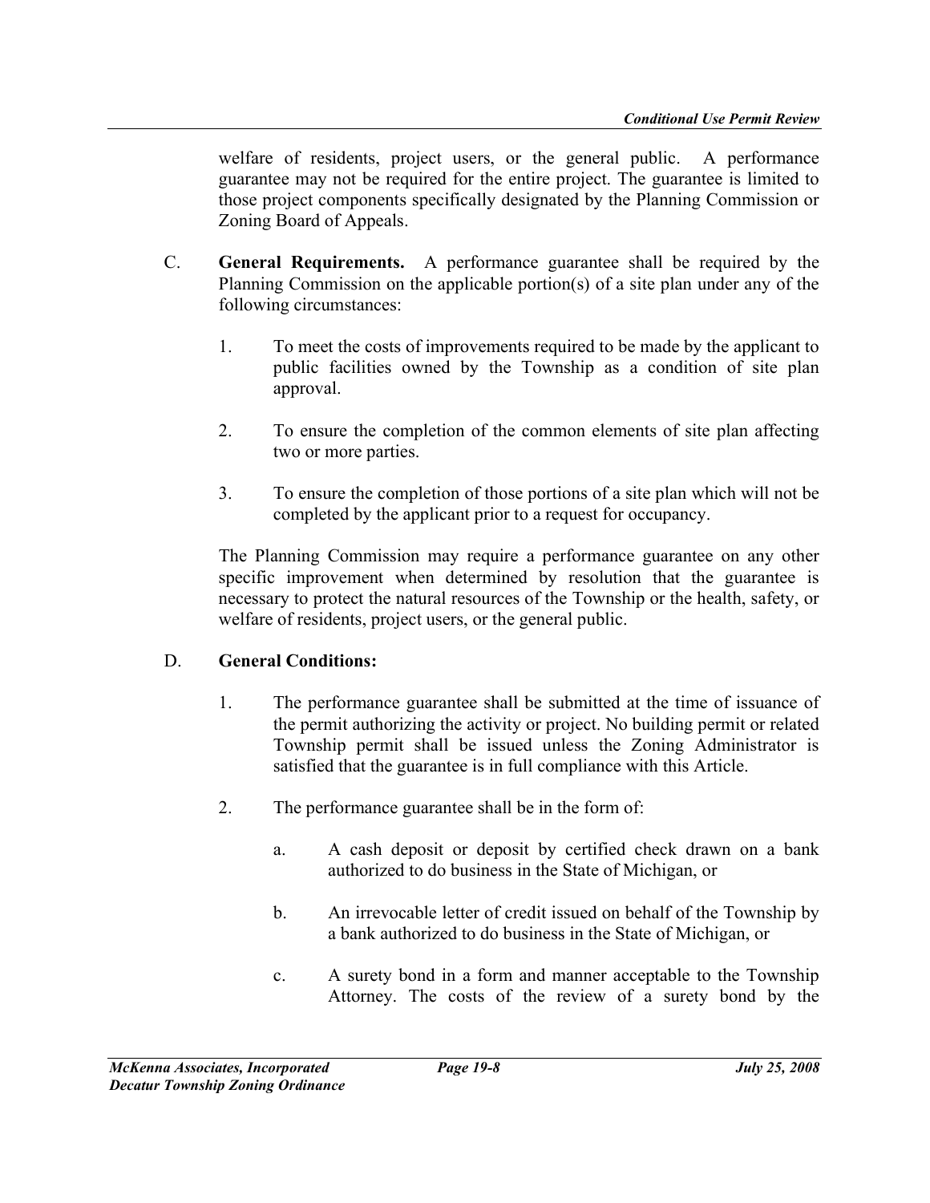welfare of residents, project users, or the general public. A performance guarantee may not be required for the entire project. The guarantee is limited to those project components specifically designated by the Planning Commission or Zoning Board of Appeals.

C. **General Requirements.** A performance guarantee shall be required by the Planning Commission on the applicable portion(s) of a site plan under any of the following circumstances:

1. To meet the costs of improvements required to be made by the applicant to public facilities owned by the Township as a condition of site plan approval.

2. To ensure the completion of the common elements of site plan affecting two or more parties.

3. To ensure the completion of those portions of a site plan which will not be completed by the applicant prior to a request for occupancy.

The Planning Commission may require a performance guarantee on any other specific improvement when determined by resolution that the guarantee is necessary to protect the natural resources of the Township or the health, safety, or welfare of residents, project users, or the general public.

D. **General Conditions:**

1. The performance guarantee shall be submitted at the time of issuance of the permit authorizing the activity or project. No building permit or related Township permit shall be issued unless the Zoning Administrator is satisfied that the guarantee is in full compliance with this Article.

2. The performance guarantee shall be in the form of:

   a. A cash deposit or deposit by certified check drawn on a bank authorized to do business in the State of Michigan, or

   b. An irrevocable letter of credit issued on behalf of the Township by a bank authorized to do business in the State of Michigan, or

   c. A surety bond in a form and manner acceptable to the Township Attorney. The costs of the review of a surety bond by the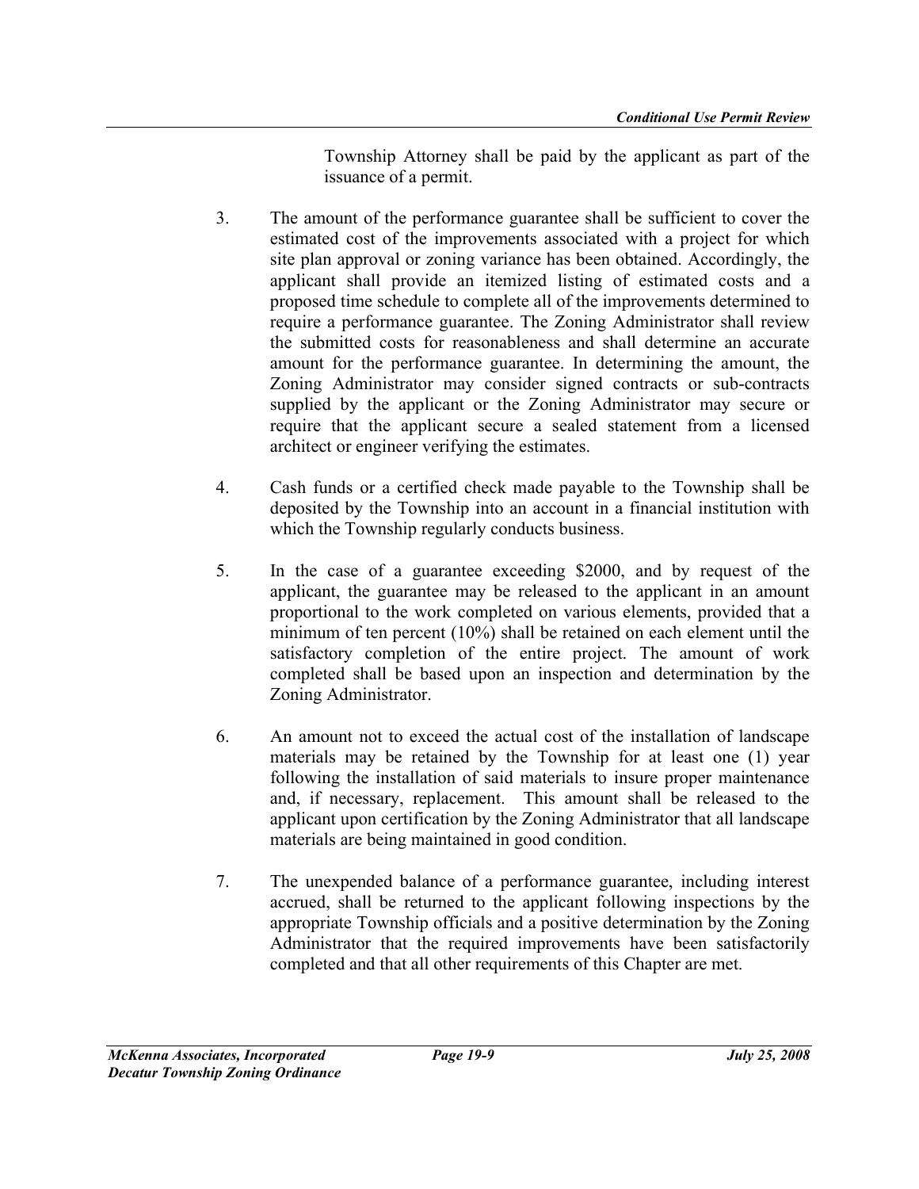Township Attorney shall be paid by the applicant as part of the issuance of a permit.

3. The amount of the performance guarantee shall be sufficient to cover the estimated cost of the improvements associated with a project for which site plan approval or zoning variance has been obtained. Accordingly, the applicant shall provide an itemized listing of estimated costs and a proposed time schedule to complete all of the improvements determined to require a performance guarantee. The Zoning Administrator shall review the submitted costs for reasonableness and shall determine an accurate amount for the performance guarantee. In determining the amount, the Zoning Administrator may consider signed contracts or sub-contracts supplied by the applicant or the Zoning Administrator may secure or require that the applicant secure a sealed statement from a licensed architect or engineer verifying the estimates.

4. Cash funds or a certified check made payable to the Township shall be deposited by the Township into an account in a financial institution with which the Township regularly conducts business.

5. In the case of a guarantee exceeding $2000, and by request of the applicant, the guarantee may be released to the applicant in an amount proportional to the work completed on various elements, provided that a minimum of ten percent (10%) shall be retained on each element until the satisfactory completion of the entire project. The amount of work completed shall be based upon an inspection and determination by the Zoning Administrator.

6. An amount not to exceed the actual cost of the installation of landscape materials may be retained by the Township for at least one (1) year following the installation of said materials to insure proper maintenance and, if necessary, replacement. This amount shall be released to the applicant upon certification by the Zoning Administrator that all landscape materials are being maintained in good condition.

7. The unexpended balance of a performance guarantee, including interest accrued, shall be returned to the applicant following inspections by the appropriate Township officials and a positive determination by the Zoning Administrator that the required improvements have been satisfactorily completed and that all other requirements of this Chapter are met.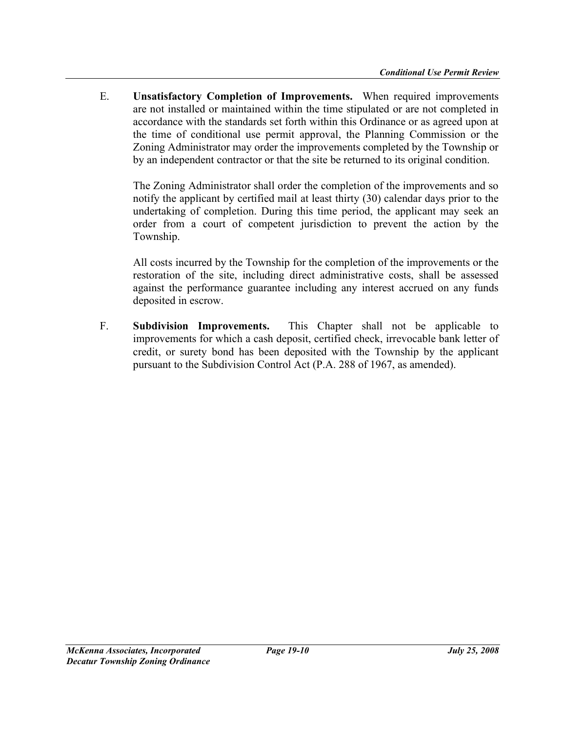E. **Unsatisfactory Completion of Improvements.** When required improvements are not installed or maintained within the time stipulated or are not completed in accordance with the standards set forth within this Ordinance or as agreed upon at the time of conditional use permit approval, the Planning Commission or the Zoning Administrator may order the improvements completed by the Township or by an independent contractor or that the site be returned to its original condition.

   The Zoning Administrator shall order the completion of the improvements and so notify the applicant by certified mail at least thirty (30) calendar days prior to the undertaking of completion. During this time period, the applicant may seek an order from a court of competent jurisdiction to prevent the action by the Township.

   All costs incurred by the Township for the completion of the improvements or the restoration of the site, including direct administrative costs, shall be assessed against the performance guarantee including any interest accrued on any funds deposited in escrow.

F. **Subdivision Improvements.** This Chapter shall not be applicable to improvements for which a cash deposit, certified check, irrevocable bank letter of credit, or surety bond has been deposited with the Township by the applicant pursuant to the Subdivision Control Act (P.A. 288 of 1967, as amended).